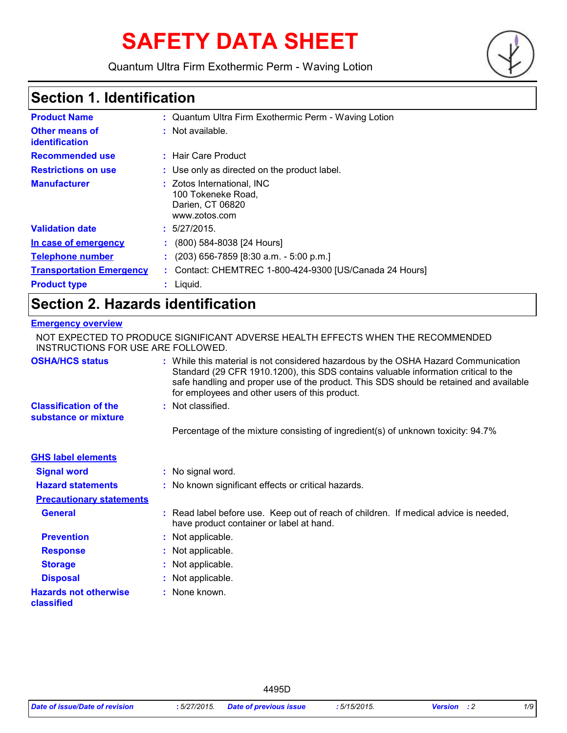# SAFETY DATA SHEET

Quantum Ultra Firm Exothermic Perm - Waving Lotion

## Section 1. Identification

| | |
|---|---|
| **Product Name** | : Quantum Ultra Firm Exothermic Perm - Waving Lotion |
| **Other means of identification** | : Not available. |
| **Recommended use** | : Hair Care Product |
| **Restrictions on use** | : Use only as directed on the product label. |
| **Manufacturer** | : Zotos International, INC<br>100 Tokeneke Road,<br>Darien, CT 06820<br>www.zotos.com |
| **Validation date** | : 5/27/2015. |
| **In case of emergency** | : (800) 584-8038 [24 Hours] |
| **Telephone number** | : (203) 656-7859 [8:30 a.m. - 5:00 p.m.] |
| **Transportation Emergency** | : Contact: CHEMTREC 1-800-424-9300 [US/Canada 24 Hours] |
| **Product type** | : Liquid. |

## Section 2. Hazards identification

**Emergency overview**

NOT EXPECTED TO PRODUCE SIGNIFICANT ADVERSE HEALTH EFFECTS WHEN THE RECOMMENDED INSTRUCTIONS FOR USE ARE FOLLOWED.

**OSHA/HCS status** : While this material is not considered hazardous by the OSHA Hazard Communication Standard (29 CFR 1910.1200), this SDS contains valuable information critical to the safe handling and proper use of the product. This SDS should be retained and available for employees and other users of this product.

**Classification of the substance or mixture** : Not classified.

Percentage of the mixture consisting of ingredient(s) of unknown toxicity: 94.7%

**GHS label elements**

**Signal word** : No signal word.

**Hazard statements** : No known significant effects or critical hazards.

**Precautionary statements**

**General** : Read label before use. Keep out of reach of children. If medical advice is needed, have product container or label at hand.

**Prevention** : Not applicable.

**Response** : Not applicable.

**Storage** : Not applicable.

**Disposal** : Not applicable.

**Hazards not otherwise classified** : None known.

4495D

*Date of issue/Date of revision* : 5/27/2015. *Date of previous issue* : 5/15/2015. *Version* : 2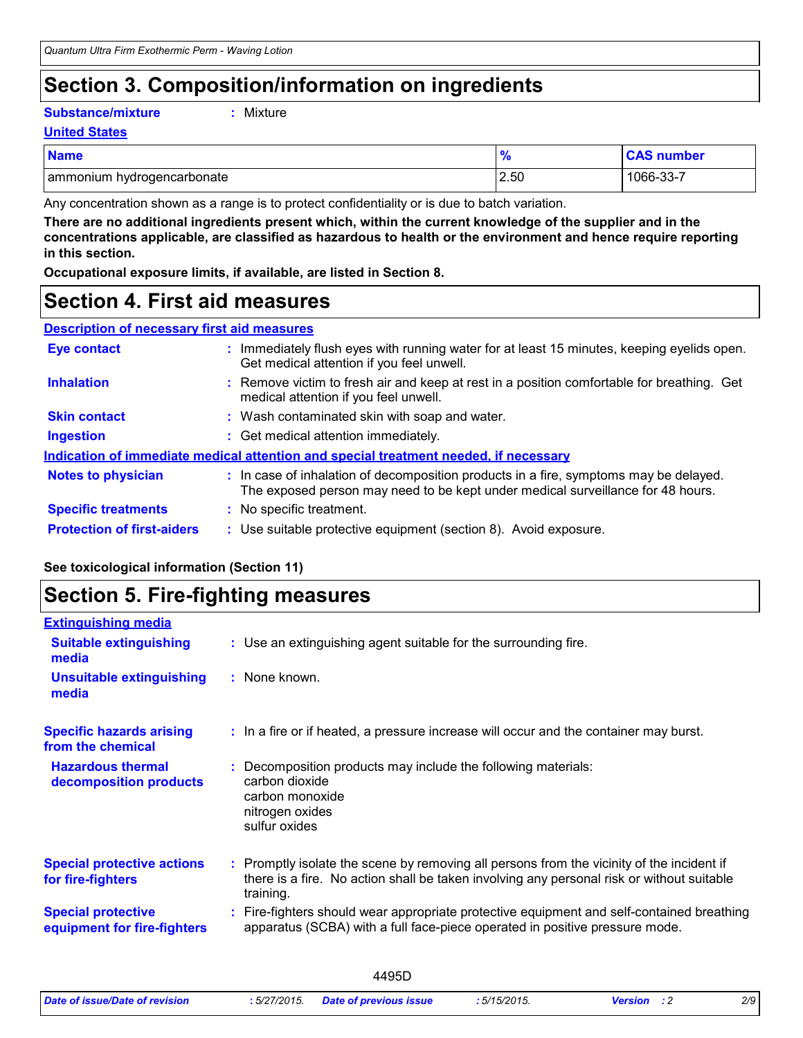## Section 3. Composition/information on ingredients

**Substance/mixture** : Mixture

**United States**

| Name | % | CAS number |
|---|---|---|
| ammonium hydrogencarbonate | 2.50 | 1066-33-7 |

Any concentration shown as a range is to protect confidentiality or is due to batch variation.

**There are no additional ingredients present which, within the current knowledge of the supplier and in the concentrations applicable, are classified as hazardous to health or the environment and hence require reporting in this section.**

**Occupational exposure limits, if available, are listed in Section 8.**

## Section 4. First aid measures

**Description of necessary first aid measures**

**Eye contact** : Immediately flush eyes with running water for at least 15 minutes, keeping eyelids open. Get medical attention if you feel unwell.

**Inhalation** : Remove victim to fresh air and keep at rest in a position comfortable for breathing. Get medical attention if you feel unwell.

**Skin contact** : Wash contaminated skin with soap and water.

**Ingestion** : Get medical attention immediately.

**Indication of immediate medical attention and special treatment needed, if necessary**

**Notes to physician** : In case of inhalation of decomposition products in a fire, symptoms may be delayed. The exposed person may need to be kept under medical surveillance for 48 hours.

**Specific treatments** : No specific treatment.

**Protection of first-aiders** : Use suitable protective equipment (section 8). Avoid exposure.

**See toxicological information (Section 11)**

## Section 5. Fire-fighting measures

**Extinguishing media**

**Suitable extinguishing media** : Use an extinguishing agent suitable for the surrounding fire.

**Unsuitable extinguishing media** : None known.

**Specific hazards arising from the chemical** : In a fire or if heated, a pressure increase will occur and the container may burst.

**Hazardous thermal decomposition products** : Decomposition products may include the following materials:
carbon dioxide
carbon monoxide
nitrogen oxides
sulfur oxides

**Special protective actions for fire-fighters** : Promptly isolate the scene by removing all persons from the vicinity of the incident if there is a fire. No action shall be taken involving any personal risk or without suitable training.

**Special protective equipment for fire-fighters** : Fire-fighters should wear appropriate protective equipment and self-contained breathing apparatus (SCBA) with a full face-piece operated in positive pressure mode.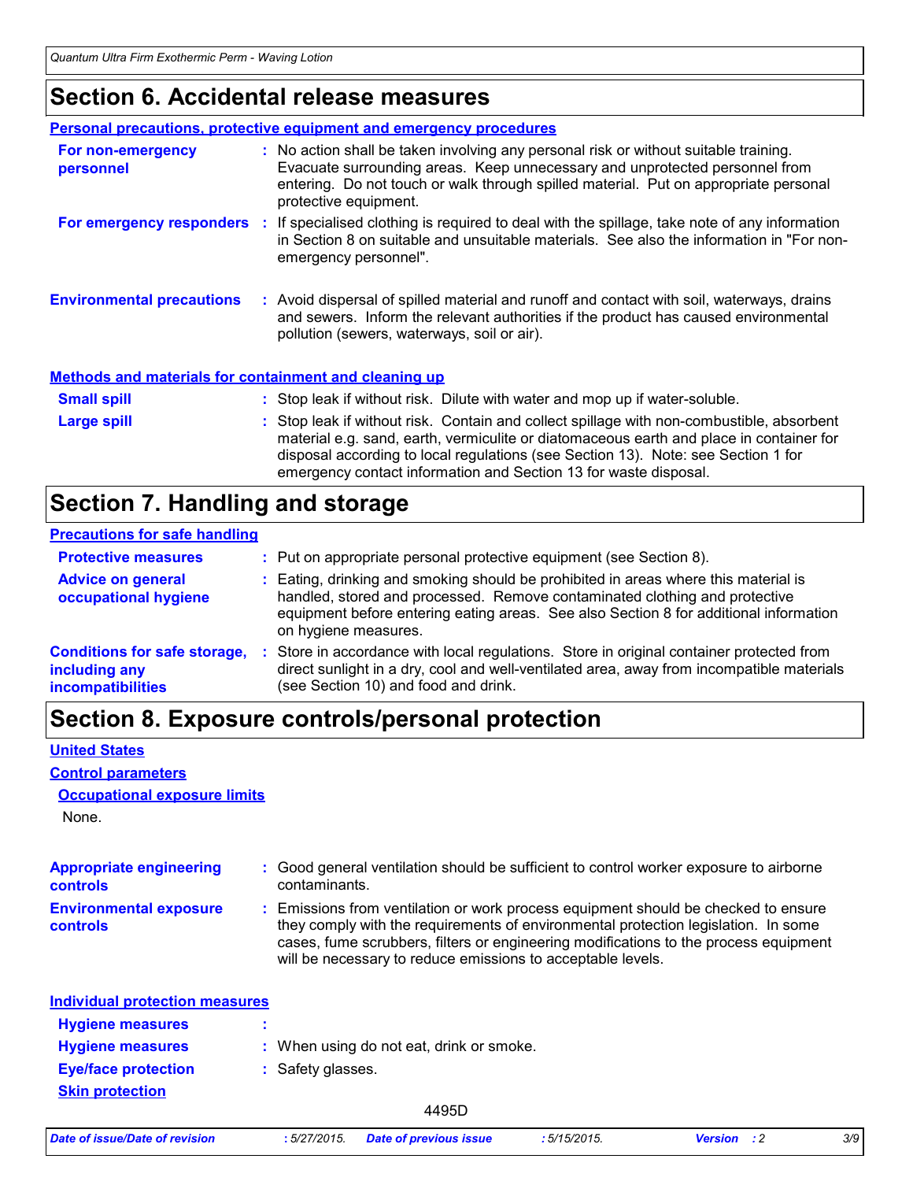# Section 6. Accidental release measures

**Personal precautions, protective equipment and emergency procedures**

**For non-emergency personnel** : No action shall be taken involving any personal risk or without suitable training. Evacuate surrounding areas. Keep unnecessary and unprotected personnel from entering. Do not touch or walk through spilled material. Put on appropriate personal protective equipment.

**For emergency responders** : If specialised clothing is required to deal with the spillage, take note of any information in Section 8 on suitable and unsuitable materials. See also the information in "For non-emergency personnel".

**Environmental precautions** : Avoid dispersal of spilled material and runoff and contact with soil, waterways, drains and sewers. Inform the relevant authorities if the product has caused environmental pollution (sewers, waterways, soil or air).

**Methods and materials for containment and cleaning up**

**Small spill** : Stop leak if without risk. Dilute with water and mop up if water-soluble.

**Large spill** : Stop leak if without risk. Contain and collect spillage with non-combustible, absorbent material e.g. sand, earth, vermiculite or diatomaceous earth and place in container for disposal according to local regulations (see Section 13). Note: see Section 1 for emergency contact information and Section 13 for waste disposal.

# Section 7. Handling and storage

**Precautions for safe handling**

**Protective measures** : Put on appropriate personal protective equipment (see Section 8).

**Advice on general occupational hygiene** : Eating, drinking and smoking should be prohibited in areas where this material is handled, stored and processed. Remove contaminated clothing and protective equipment before entering eating areas. See also Section 8 for additional information on hygiene measures.

**Conditions for safe storage, including any incompatibilities** : Store in accordance with local regulations. Store in original container protected from direct sunlight in a dry, cool and well-ventilated area, away from incompatible materials (see Section 10) and food and drink.

# Section 8. Exposure controls/personal protection

**United States**

**Control parameters**

**Occupational exposure limits**

None.

**Appropriate engineering controls** : Good general ventilation should be sufficient to control worker exposure to airborne contaminants.

**Environmental exposure controls** : Emissions from ventilation or work process equipment should be checked to ensure they comply with the requirements of environmental protection legislation. In some cases, fume scrubbers, filters or engineering modifications to the process equipment will be necessary to reduce emissions to acceptable levels.

**Individual protection measures**

**Hygiene measures** :

**Hygiene measures** : When using do not eat, drink or smoke.

**Eye/face protection** : Safety glasses.

**Skin protection**

4495D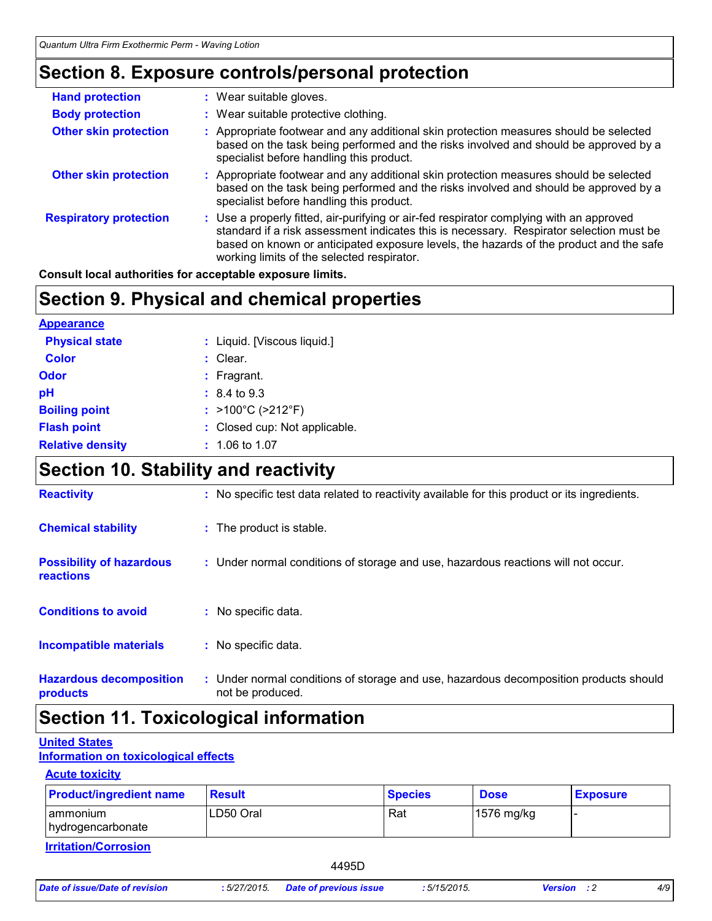## Section 8. Exposure controls/personal protection

**Hand protection** : Wear suitable gloves.

**Body protection** : Wear suitable protective clothing.

**Other skin protection** : Appropriate footwear and any additional skin protection measures should be selected based on the task being performed and the risks involved and should be approved by a specialist before handling this product.

**Other skin protection** : Appropriate footwear and any additional skin protection measures should be selected based on the task being performed and the risks involved and should be approved by a specialist before handling this product.

**Respiratory protection** : Use a properly fitted, air-purifying or air-fed respirator complying with an approved standard if a risk assessment indicates this is necessary. Respirator selection must be based on known or anticipated exposure levels, the hazards of the product and the safe working limits of the selected respirator.

**Consult local authorities for acceptable exposure limits.**

## Section 9. Physical and chemical properties

**Appearance**

**Physical state** : Liquid. [Viscous liquid.]

**Color** : Clear.

**Odor** : Fragrant.

**pH** : 8.4 to 9.3

**Boiling point** : >100°C (>212°F)

**Flash point** : Closed cup: Not applicable.

**Relative density** : 1.06 to 1.07

## Section 10. Stability and reactivity

**Reactivity** : No specific test data related to reactivity available for this product or its ingredients.

**Chemical stability** : The product is stable.

**Possibility of hazardous reactions** : Under normal conditions of storage and use, hazardous reactions will not occur.

**Conditions to avoid** : No specific data.

**Incompatible materials** : No specific data.

**Hazardous decomposition products** : Under normal conditions of storage and use, hazardous decomposition products should not be produced.

## Section 11. Toxicological information

**United States**

**Information on toxicological effects**

**Acute toxicity**

| Product/ingredient name | Result | Species | Dose | Exposure |
|---|---|---|---|---|
| ammonium hydrogencarbonate | LD50 Oral | Rat | 1576 mg/kg | - |

**Irritation/Corrosion**

4495D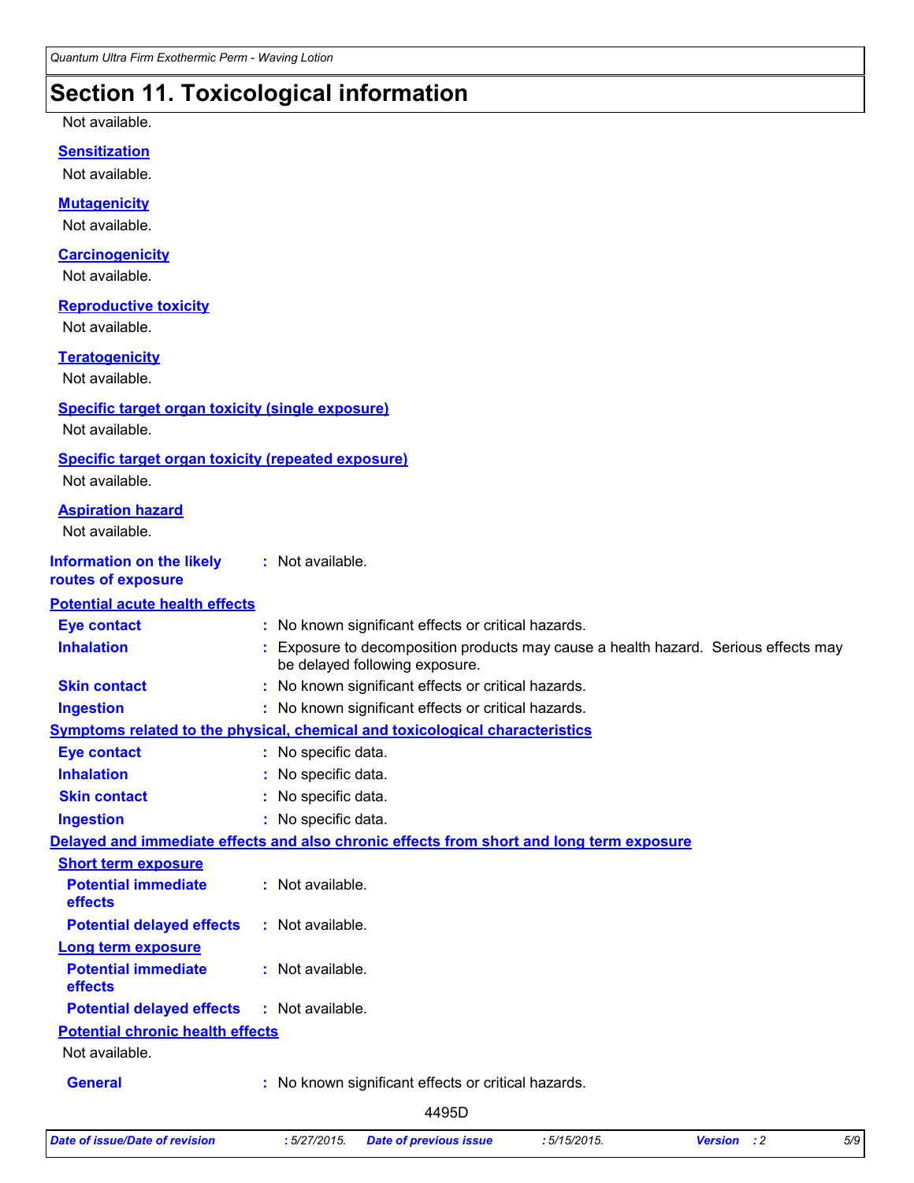## Section 11. Toxicological information

Not available.

**Sensitization**

Not available.

**Mutagenicity**

Not available.

**Carcinogenicity**

Not available.

**Reproductive toxicity**

Not available.

**Teratogenicity**

Not available.

**Specific target organ toxicity (single exposure)**

Not available.

**Specific target organ toxicity (repeated exposure)**

Not available.

**Aspiration hazard**

Not available.

**Information on the likely routes of exposure** : Not available.

**Potential acute health effects**

**Eye contact** : No known significant effects or critical hazards.

**Inhalation** : Exposure to decomposition products may cause a health hazard. Serious effects may be delayed following exposure.

**Skin contact** : No known significant effects or critical hazards.

**Ingestion** : No known significant effects or critical hazards.

**Symptoms related to the physical, chemical and toxicological characteristics**

**Eye contact** : No specific data.

**Inhalation** : No specific data.

**Skin contact** : No specific data.

**Ingestion** : No specific data.

**Delayed and immediate effects and also chronic effects from short and long term exposure**

**Short term exposure**

**Potential immediate effects** : Not available.

**Potential delayed effects** : Not available.

**Long term exposure**

**Potential immediate effects** : Not available.

**Potential delayed effects** : Not available.

**Potential chronic health effects**

Not available.

**General** : No known significant effects or critical hazards.

4495D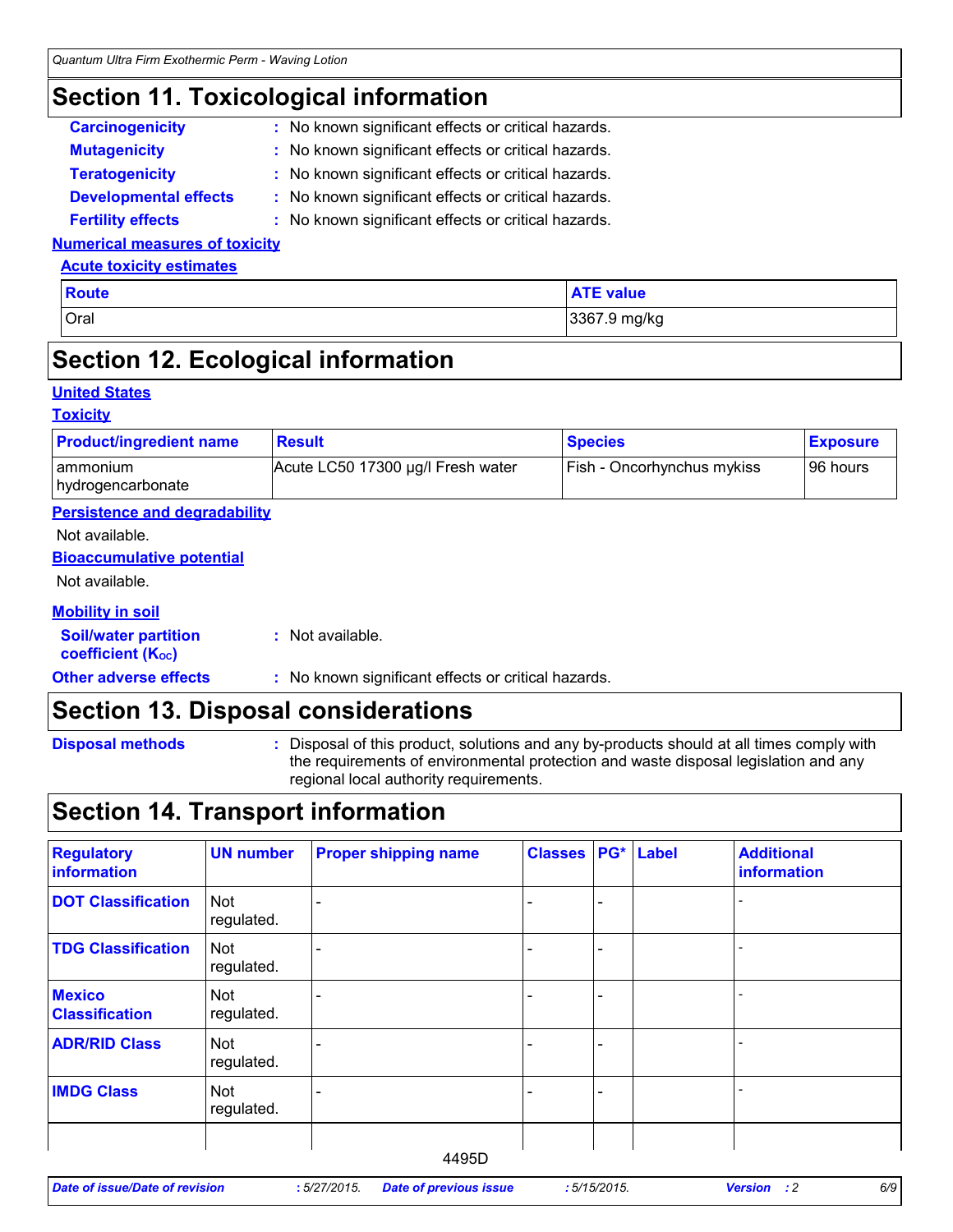## Section 11. Toxicological information

**Carcinogenicity** : No known significant effects or critical hazards.

**Mutagenicity** : No known significant effects or critical hazards.

**Teratogenicity** : No known significant effects or critical hazards.

**Developmental effects** : No known significant effects or critical hazards.

**Fertility effects** : No known significant effects or critical hazards.

### Numerical measures of toxicity

#### Acute toxicity estimates

| Route | ATE value |
|---|---|
| Oral | 3367.9 mg/kg |

## Section 12. Ecological information

### United States

### Toxicity

| Product/ingredient name | Result | Species | Exposure |
|---|---|---|---|
| ammonium hydrogencarbonate | Acute LC50 17300 µg/l Fresh water | Fish - Oncorhynchus mykiss | 96 hours |

### Persistence and degradability

Not available.

### Bioaccumulative potential

Not available.

### Mobility in soil

**Soil/water partition coefficient ($K_{OC}$)** : Not available.

**Other adverse effects** : No known significant effects or critical hazards.

## Section 13. Disposal considerations

**Disposal methods** : Disposal of this product, solutions and any by-products should at all times comply with the requirements of environmental protection and waste disposal legislation and any regional local authority requirements.

## Section 14. Transport information

| Regulatory information | UN number | Proper shipping name | Classes | PG* | Label | Additional information |
|---|---|---|---|---|---|---|
| DOT Classification | Not regulated. | - | - | - | | - |
| TDG Classification | Not regulated. | - | - | - | | - |
| Mexico Classification | Not regulated. | - | - | - | | - |
| ADR/RID Class | Not regulated. | - | - | - | | - |
| IMDG Class | Not regulated. | - | - | - | | - |

4495D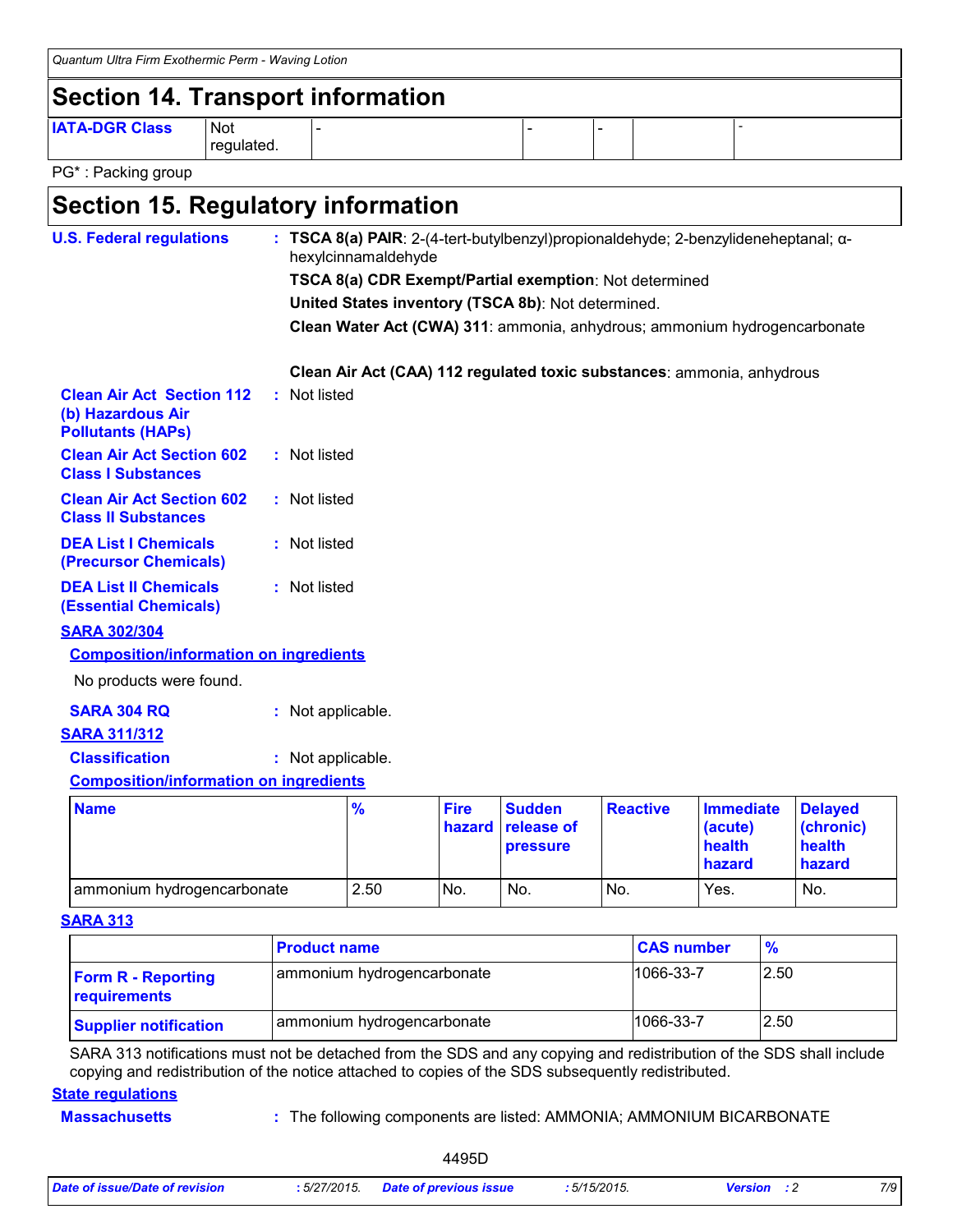## Section 14. Transport information

| IATA-DGR Class | Not regulated. | - | - | - | | - |
|---|---|---|---|---|---|---|

PG* : Packing group

## Section 15. Regulatory information

**U.S. Federal regulations** : **TSCA 8(a) PAIR**: 2-(4-tert-butylbenzyl)propionaldehyde; 2-benzylideneheptanal; α-hexylcinnamaldehyde

**TSCA 8(a) CDR Exempt/Partial exemption**: Not determined

**United States inventory (TSCA 8b)**: Not determined.

**Clean Water Act (CWA) 311**: ammonia, anhydrous; ammonium hydrogencarbonate

**Clean Air Act (CAA) 112 regulated toxic substances**: ammonia, anhydrous

**Clean Air Act Section 112 (b) Hazardous Air Pollutants (HAPs)** : Not listed

**Clean Air Act Section 602 Class I Substances** : Not listed

**Clean Air Act Section 602 Class II Substances** : Not listed

**DEA List I Chemicals (Precursor Chemicals)** : Not listed

**DEA List II Chemicals (Essential Chemicals)** : Not listed

**SARA 302/304**

**Composition/information on ingredients**

No products were found.

**SARA 304 RQ** : Not applicable.

**SARA 311/312**

**Classification** : Not applicable.

**Composition/information on ingredients**

| Name | % | Fire hazard | Sudden release of pressure | Reactive | Immediate (acute) health hazard | Delayed (chronic) health hazard |
|---|---|---|---|---|---|---|
| ammonium hydrogencarbonate | 2.50 | No. | No. | No. | Yes. | No. |

**SARA 313**

| | Product name | CAS number | % |
|---|---|---|---|
| Form R - Reporting requirements | ammonium hydrogencarbonate | 1066-33-7 | 2.50 |
| Supplier notification | ammonium hydrogencarbonate | 1066-33-7 | 2.50 |

SARA 313 notifications must not be detached from the SDS and any copying and redistribution of the SDS shall include copying and redistribution of the notice attached to copies of the SDS subsequently redistributed.

**State regulations**

**Massachusetts** : The following components are listed: AMMONIA; AMMONIUM BICARBONATE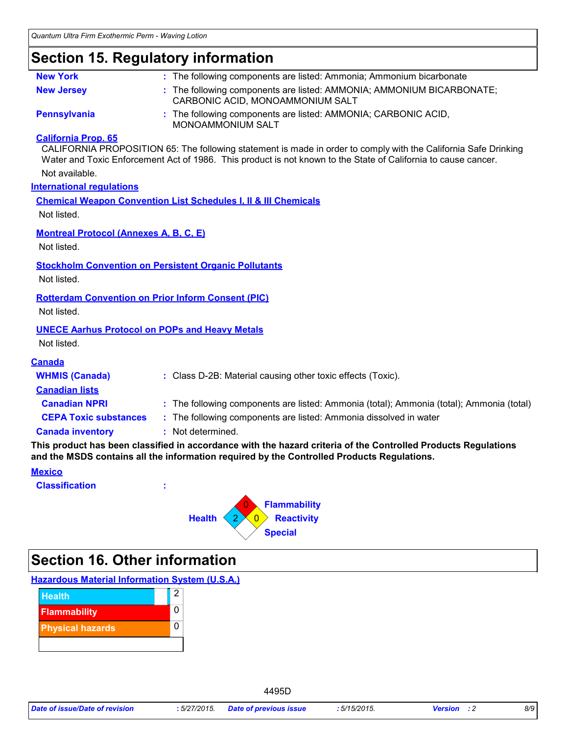## Section 15. Regulatory information

**New York** : The following components are listed: Ammonia; Ammonium bicarbonate

**New Jersey** : The following components are listed: AMMONIA; AMMONIUM BICARBONATE; CARBONIC ACID, MONOAMMONIUM SALT

**Pennsylvania** : The following components are listed: AMMONIA; CARBONIC ACID, MONOAMMONIUM SALT

**California Prop. 65**

CALIFORNIA PROPOSITION 65: The following statement is made in order to comply with the California Safe Drinking Water and Toxic Enforcement Act of 1986. This product is not known to the State of California to cause cancer.

Not available.

**International regulations**

**Chemical Weapon Convention List Schedules I, II & III Chemicals**

Not listed.

**Montreal Protocol (Annexes A, B, C, E)**

Not listed.

**Stockholm Convention on Persistent Organic Pollutants**

Not listed.

**Rotterdam Convention on Prior Inform Consent (PIC)**

Not listed.

**UNECE Aarhus Protocol on POPs and Heavy Metals**

Not listed.

**Canada**

**WHMIS (Canada)** : Class D-2B: Material causing other toxic effects (Toxic).

**Canadian lists**

**Canadian NPRI** : The following components are listed: Ammonia (total); Ammonia (total); Ammonia (total)

**CEPA Toxic substances** : The following components are listed: Ammonia dissolved in water

**Canada inventory** : Not determined.

**This product has been classified in accordance with the hazard criteria of the Controlled Products Regulations and the MSDS contains all the information required by the Controlled Products Regulations.**

**Mexico**

**Classification** :

| Health | Flammability | Reactivity | Special |
|---|---|---|---|
| 2 | 0 | 0 | |

## Section 16. Other information

**Hazardous Material Information System (U.S.A.)**

| | |
|---|---|
| Health | 2 |
| Flammability | 0 |
| Physical hazards | 0 |
| | |

4495D

*Date of issue/Date of revision* : 5/27/2015. *Date of previous issue* : 5/15/2015. *Version* : 2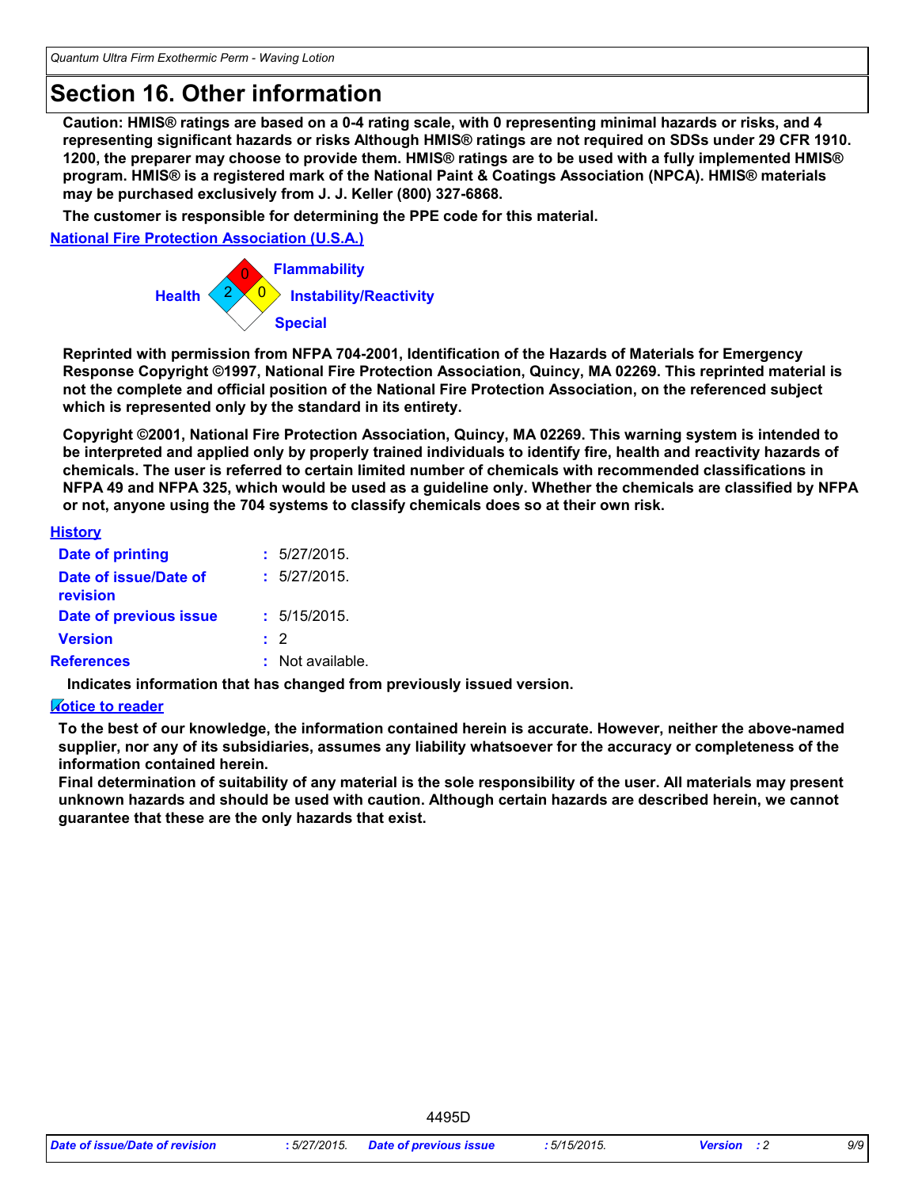## Section 16. Other information

**Caution: HMIS® ratings are based on a 0-4 rating scale, with 0 representing minimal hazards or risks, and 4 representing significant hazards or risks Although HMIS® ratings are not required on SDSs under 29 CFR 1910. 1200, the preparer may choose to provide them. HMIS® ratings are to be used with a fully implemented HMIS® program. HMIS® is a registered mark of the National Paint & Coatings Association (NPCA). HMIS® materials may be purchased exclusively from J. J. Keller (800) 327-6868.**

**The customer is responsible for determining the PPE code for this material.**

**National Fire Protection Association (U.S.A.)**

Flammability: 0
Health: 2
Instability/Reactivity: 0
Special

**Reprinted with permission from NFPA 704-2001, Identification of the Hazards of Materials for Emergency Response Copyright ©1997, National Fire Protection Association, Quincy, MA 02269. This reprinted material is not the complete and official position of the National Fire Protection Association, on the referenced subject which is represented only by the standard in its entirety.**

**Copyright ©2001, National Fire Protection Association, Quincy, MA 02269. This warning system is intended to be interpreted and applied only by properly trained individuals to identify fire, health and reactivity hazards of chemicals. The user is referred to certain limited number of chemicals with recommended classifications in NFPA 49 and NFPA 325, which would be used as a guideline only. Whether the chemicals are classified by NFPA or not, anyone using the 704 systems to classify chemicals does so at their own risk.**

**History**

| | |
|---|---|
| **Date of printing** | : 5/27/2015. |
| **Date of issue/Date of revision** | : 5/27/2015. |
| **Date of previous issue** | : 5/15/2015. |
| **Version** | : 2 |
| **References** | : Not available. |

**Indicates information that has changed from previously issued version.**

**Notice to reader**

**To the best of our knowledge, the information contained herein is accurate. However, neither the above-named supplier, nor any of its subsidiaries, assumes any liability whatsoever for the accuracy or completeness of the information contained herein.**
**Final determination of suitability of any material is the sole responsibility of the user. All materials may present unknown hazards and should be used with caution. Although certain hazards are described herein, we cannot guarantee that these are the only hazards that exist.**

4495D